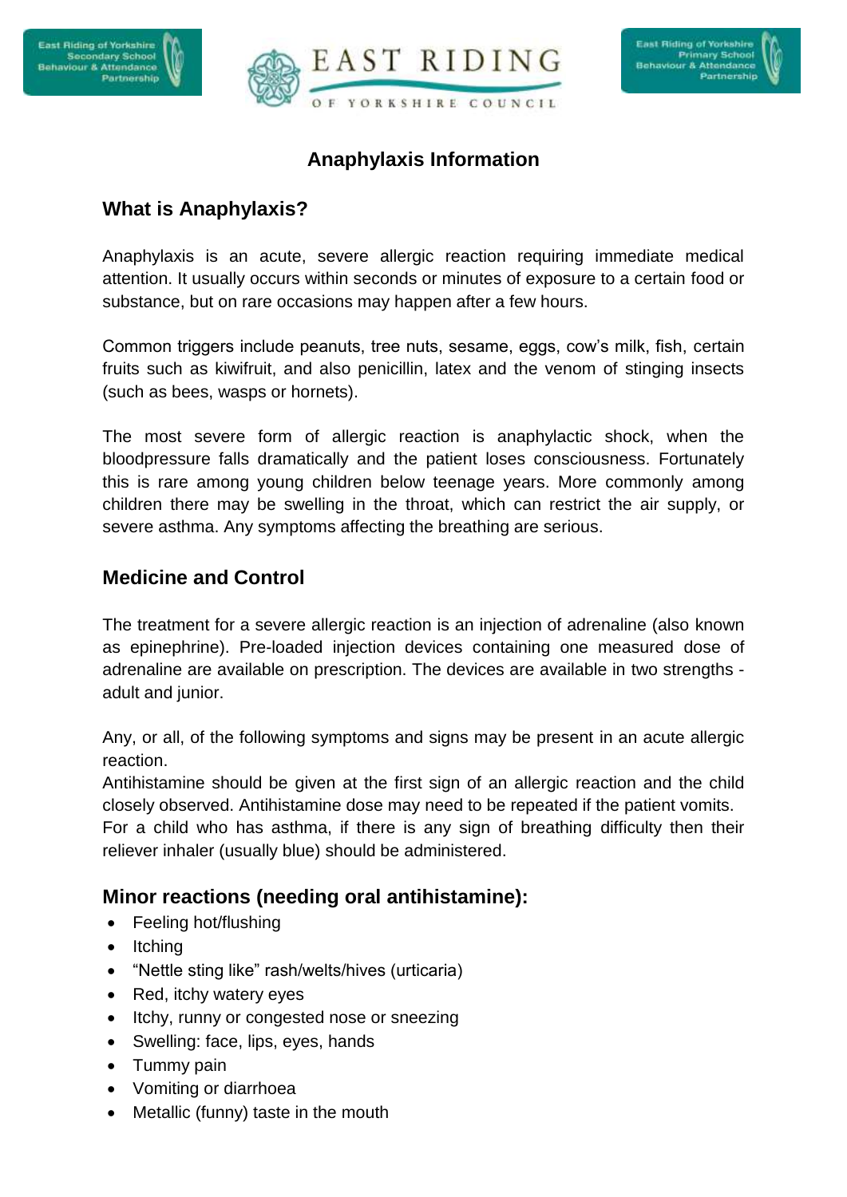# Anaphylaxis Information

## What is Anaphylaxis?

Anaphylaxis is an acute, severe allergic reaction requiring immediate medical attention. It usually occurs within seconds or minutes of exposure to a certain food or substance, but on rare occasions may happen after a few hours.

Common triggers include peanuts, tree nuts, sesame, eggs, cow's milk, fish, certain fruits such as kiwifruit, and also penicillin, latex and the venom of stinging insects (such as bees, wasps or hornets).

The most severe form of allergic reaction is anaphylactic shock, when the bloodpressure falls dramatically and the patient loses consciousness. Fortunately this is rare among young children below teenage years. More commonly among children there may be swelling in the throat, which can restrict the air supply, or severe asthma. Any symptoms affecting the breathing are serious.

## Medicine and Control

The treatment for a severe allergic reaction is an injection of adrenaline (also known as epinephrine). Pre-loaded injection devices containing one measured dose of adrenaline are available on prescription. The devices are available in two strengths - adult and junior.

Any, or all, of the following symptoms and signs may be present in an acute allergic reaction.
Antihistamine should be given at the first sign of an allergic reaction and the child closely observed. Antihistamine dose may need to be repeated if the patient vomits.
For a child who has asthma, if there is any sign of breathing difficulty then their reliever inhaler (usually blue) should be administered.

## Minor reactions (needing oral antihistamine):

- Feeling hot/flushing
- Itching
- "Nettle sting like" rash/welts/hives (urticaria)
- Red, itchy watery eyes
- Itchy, runny or congested nose or sneezing
- Swelling: face, lips, eyes, hands
- Tummy pain
- Vomiting or diarrhoea
- Metallic (funny) taste in the mouth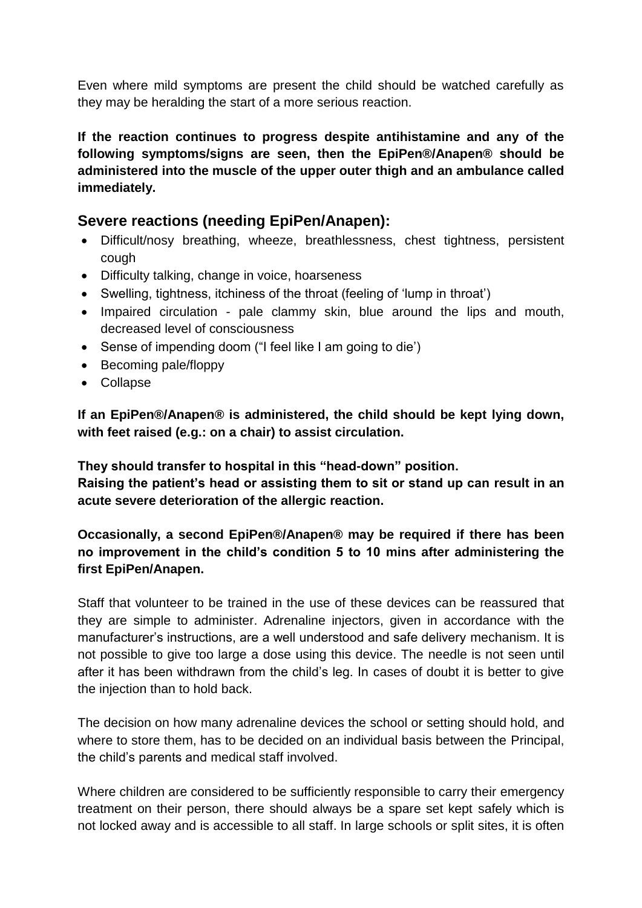Even where mild symptoms are present the child should be watched carefully as they may be heralding the start of a more serious reaction.

**If the reaction continues to progress despite antihistamine and any of the following symptoms/signs are seen, then the EpiPen®/Anapen® should be administered into the muscle of the upper outer thigh and an ambulance called immediately.**

## Severe reactions (needing EpiPen/Anapen):

- Difficult/nosy breathing, wheeze, breathlessness, chest tightness, persistent cough
- Difficulty talking, change in voice, hoarseness
- Swelling, tightness, itchiness of the throat (feeling of 'lump in throat')
- Impaired circulation - pale clammy skin, blue around the lips and mouth, decreased level of consciousness
- Sense of impending doom ("I feel like I am going to die')
- Becoming pale/floppy
- Collapse

**If an EpiPen®/Anapen® is administered, the child should be kept lying down, with feet raised (e.g.: on a chair) to assist circulation.**

**They should transfer to hospital in this "head-down" position.**
**Raising the patient's head or assisting them to sit or stand up can result in an acute severe deterioration of the allergic reaction.**

**Occasionally, a second EpiPen®/Anapen® may be required if there has been no improvement in the child's condition 5 to 10 mins after administering the first EpiPen/Anapen.**

Staff that volunteer to be trained in the use of these devices can be reassured that they are simple to administer. Adrenaline injectors, given in accordance with the manufacturer's instructions, are a well understood and safe delivery mechanism. It is not possible to give too large a dose using this device. The needle is not seen until after it has been withdrawn from the child's leg. In cases of doubt it is better to give the injection than to hold back.

The decision on how many adrenaline devices the school or setting should hold, and where to store them, has to be decided on an individual basis between the Principal, the child's parents and medical staff involved.

Where children are considered to be sufficiently responsible to carry their emergency treatment on their person, there should always be a spare set kept safely which is not locked away and is accessible to all staff. In large schools or split sites, it is often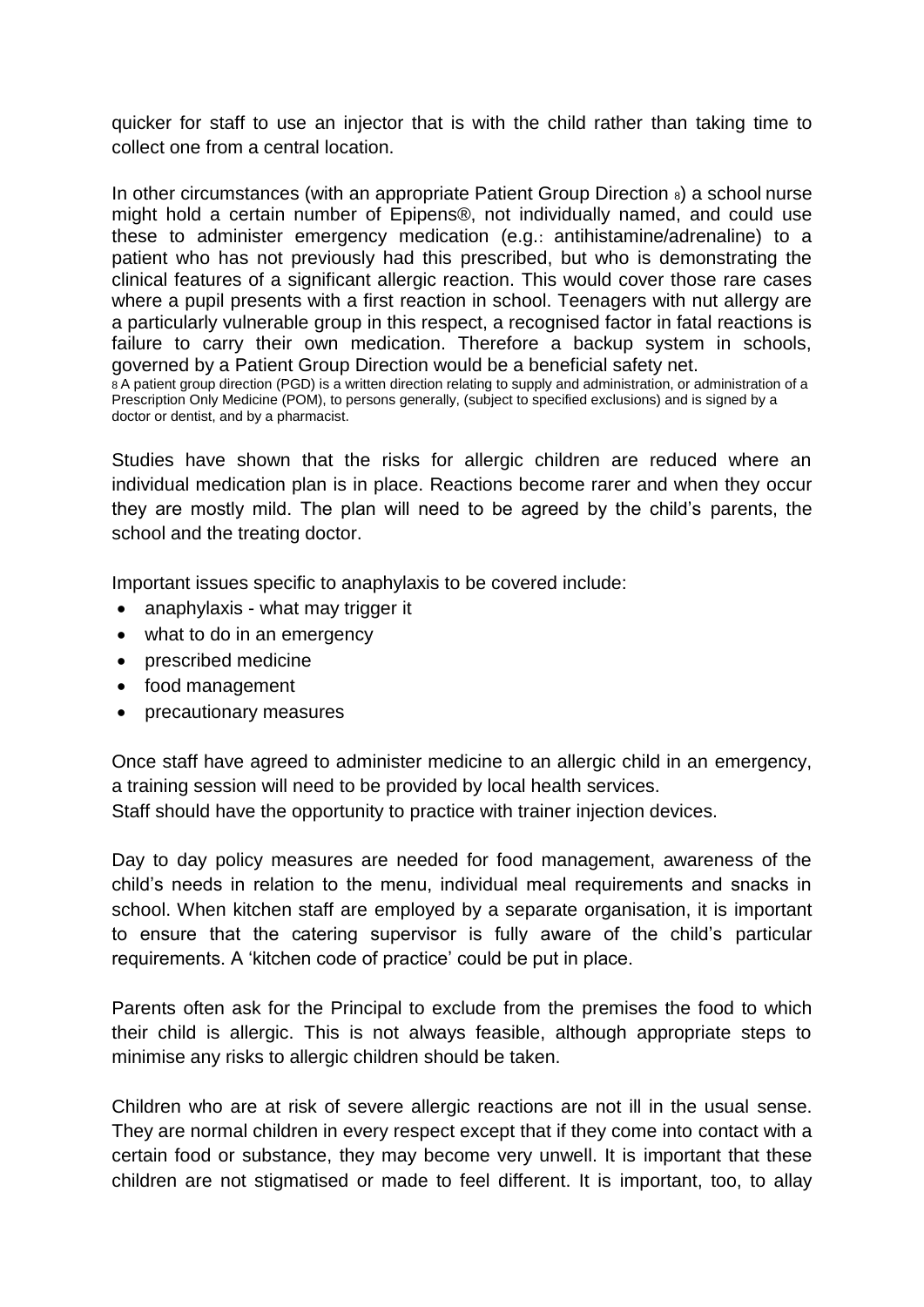quicker for staff to use an injector that is with the child rather than taking time to collect one from a central location.

In other circumstances (with an appropriate Patient Group Direction [8]) a school nurse might hold a certain number of Epipens®, not individually named, and could use these to administer emergency medication (e.g.: antihistamine/adrenaline) to a patient who has not previously had this prescribed, but who is demonstrating the clinical features of a significant allergic reaction. This would cover those rare cases where a pupil presents with a first reaction in school. Teenagers with nut allergy are a particularly vulnerable group in this respect, a recognised factor in fatal reactions is failure to carry their own medication. Therefore a backup system in schools, governed by a Patient Group Direction would be a beneficial safety net.

[8] A patient group direction (PGD) is a written direction relating to supply and administration, or administration of a Prescription Only Medicine (POM), to persons generally, (subject to specified exclusions) and is signed by a doctor or dentist, and by a pharmacist.

Studies have shown that the risks for allergic children are reduced where an individual medication plan is in place. Reactions become rarer and when they occur they are mostly mild. The plan will need to be agreed by the child's parents, the school and the treating doctor.

Important issues specific to anaphylaxis to be covered include:

- anaphylaxis - what may trigger it
- what to do in an emergency
- prescribed medicine
- food management
- precautionary measures

Once staff have agreed to administer medicine to an allergic child in an emergency, a training session will need to be provided by local health services.
Staff should have the opportunity to practice with trainer injection devices.

Day to day policy measures are needed for food management, awareness of the child's needs in relation to the menu, individual meal requirements and snacks in school. When kitchen staff are employed by a separate organisation, it is important to ensure that the catering supervisor is fully aware of the child's particular requirements. A 'kitchen code of practice' could be put in place.

Parents often ask for the Principal to exclude from the premises the food to which their child is allergic. This is not always feasible, although appropriate steps to minimise any risks to allergic children should be taken.

Children who are at risk of severe allergic reactions are not ill in the usual sense. They are normal children in every respect except that if they come into contact with a certain food or substance, they may become very unwell. It is important that these children are not stigmatised or made to feel different. It is important, too, to allay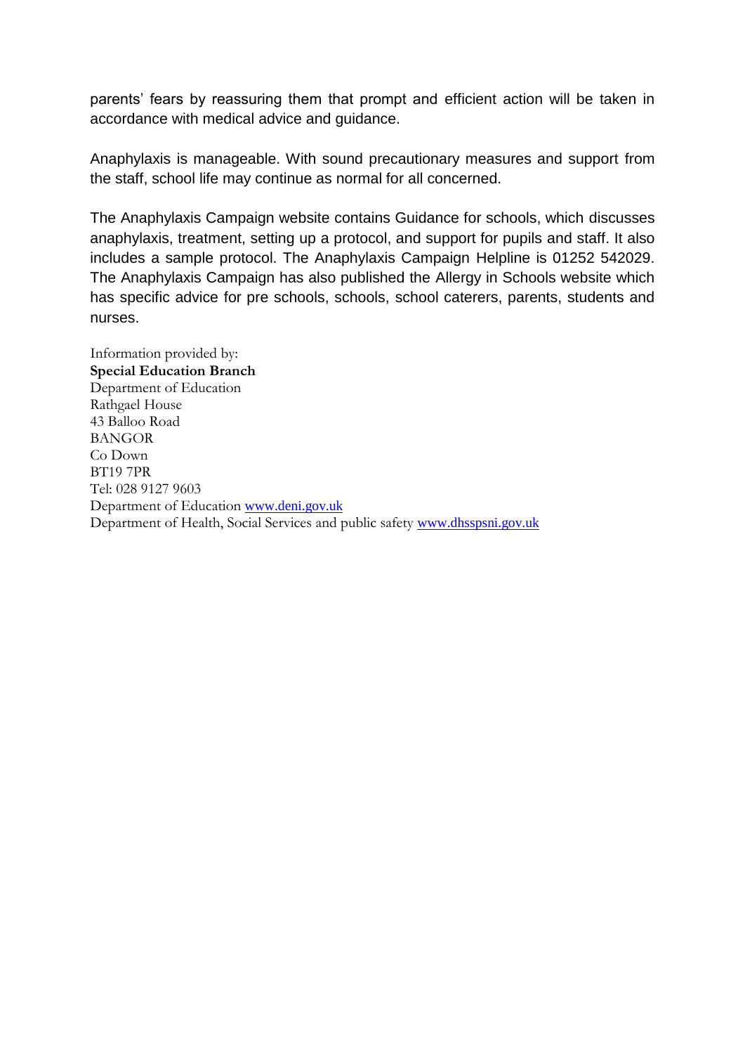parents' fears by reassuring them that prompt and efficient action will be taken in accordance with medical advice and guidance.

Anaphylaxis is manageable. With sound precautionary measures and support from the staff, school life may continue as normal for all concerned.

The Anaphylaxis Campaign website contains Guidance for schools, which discusses anaphylaxis, treatment, setting up a protocol, and support for pupils and staff. It also includes a sample protocol. The Anaphylaxis Campaign Helpline is 01252 542029. The Anaphylaxis Campaign has also published the Allergy in Schools website which has specific advice for pre schools, schools, school caterers, parents, students and nurses.

Information provided by:
**Special Education Branch**
Department of Education
Rathgael House
43 Balloo Road
BANGOR
Co Down
BT19 7PR
Tel: 028 9127 9603
Department of Education [www.deni.gov.uk](http://www.deni.gov.uk)
Department of Health, Social Services and public safety [www.dhsspsni.gov.uk](http://www.dhsspsni.gov.uk)